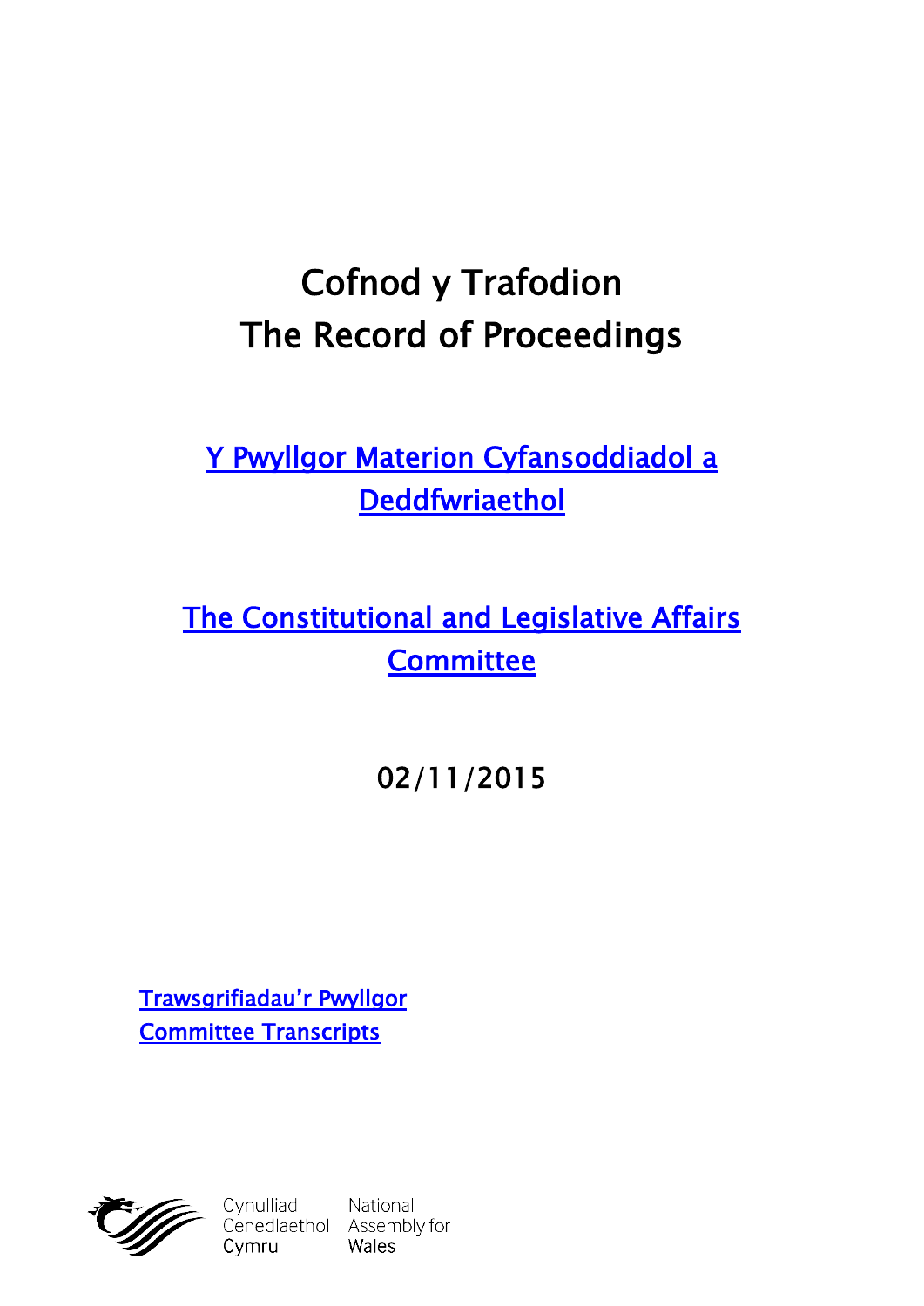# Cofnod y Trafodion
# The Record of Proceedings

## [Y Pwyllgor Materion Cyfansoddiadol a Deddfwriaethol]

## [The Constitutional and Legislative Affairs Committee]

### 02/11/2015

[Trawsgrifiadau'r Pwyllgor]
[Committee Transcripts]

Cynulliad Cenedlaethol Cymru
National Assembly for Wales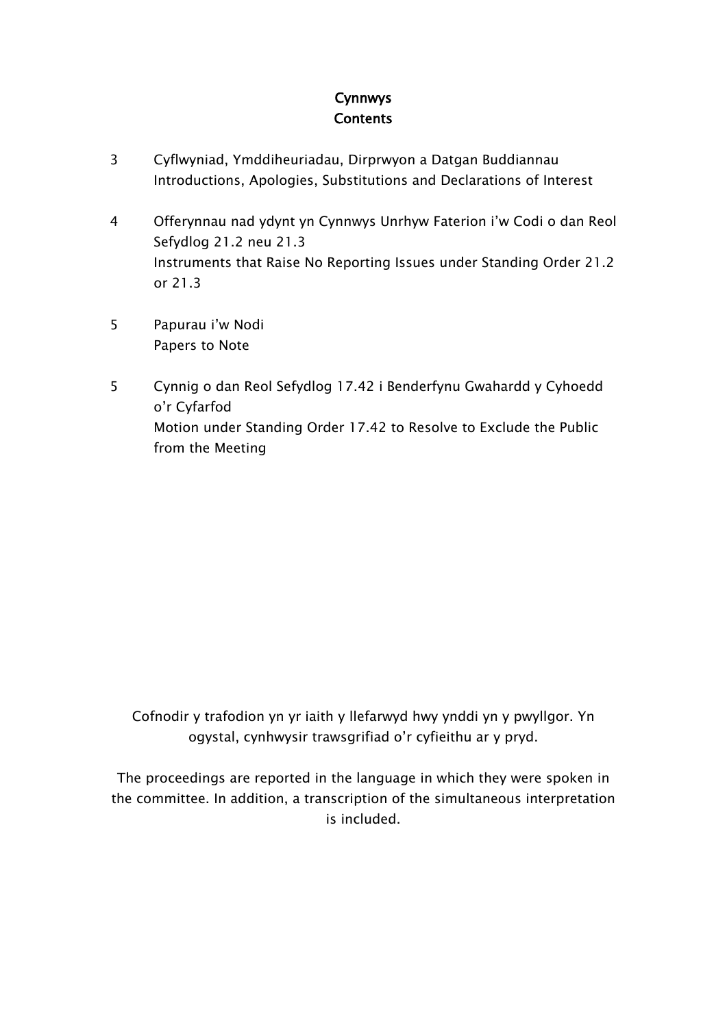# Cynnwys
# Contents

| | |
|---|---|
| 3 | Cyflwyniad, Ymddiheuriadau, Dirprwyon a Datgan Buddiannau<br>Introductions, Apologies, Substitutions and Declarations of Interest |
| 4 | Offerynnau nad ydynt yn Cynnwys Unrhyw Faterion i'w Codi o dan Reol Sefydlog 21.2 neu 21.3<br>Instruments that Raise No Reporting Issues under Standing Order 21.2 or 21.3 |
| 5 | Papurau i'w Nodi<br>Papers to Note |
| 5 | Cynnig o dan Reol Sefydlog 17.42 i Benderfynu Gwahardd y Cyhoedd o'r Cyfarfod<br>Motion under Standing Order 17.42 to Resolve to Exclude the Public from the Meeting |

Cofnodir y trafodion yn yr iaith y llefarwyd hwy ynddi yn y pwyllgor. Yn ogystal, cynhwysir trawsgrifiad o'r cyfieithu ar y pryd.

The proceedings are reported in the language in which they were spoken in the committee. In addition, a transcription of the simultaneous interpretation is included.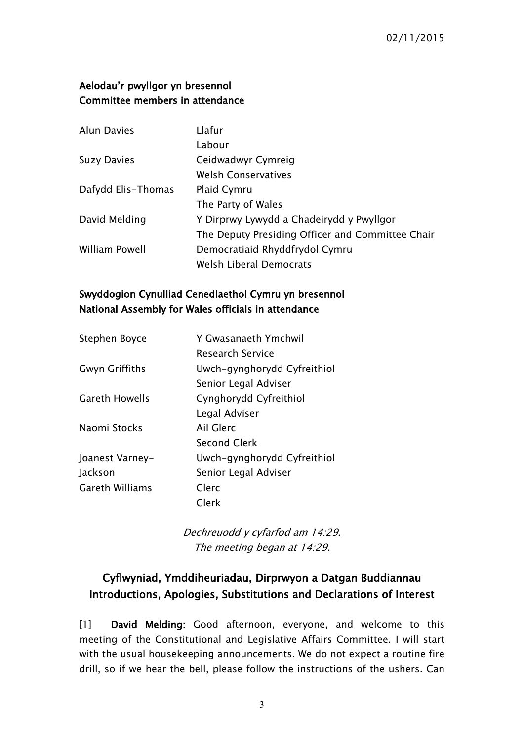02/11/2015

**Aelodau'r pwyllgor yn bresennol**
**Committee members in attendance**

| | |
|---|---|
| Alun Davies | Llafur<br>Labour |
| Suzy Davies | Ceidwadwyr Cymreig<br>Welsh Conservatives |
| Dafydd Elis-Thomas | Plaid Cymru<br>The Party of Wales |
| David Melding | Y Dirprwy Lywydd a Chadeirydd y Pwyllgor<br>The Deputy Presiding Officer and Committee Chair |
| William Powell | Democratiaid Rhyddfrydol Cymru<br>Welsh Liberal Democrats |

**Swyddogion Cynulliad Cenedlaethol Cymru yn bresennol**
**National Assembly for Wales officials in attendance**

| | |
|---|---|
| Stephen Boyce | Y Gwasanaeth Ymchwil<br>Research Service |
| Gwyn Griffiths | Uwch-gynghorydd Cyfreithiol<br>Senior Legal Adviser |
| Gareth Howells | Cynghorydd Cyfreithiol<br>Legal Adviser |
| Naomi Stocks | Ail Glerc<br>Second Clerk |
| Joanest Varney-Jackson | Uwch-gynghorydd Cyfreithiol<br>Senior Legal Adviser |
| Gareth Williams | Clerc<br>Clerk |

*Dechreuodd y cyfarfod am 14:29.*
*The meeting began at 14:29.*

## Cyflwyniad, Ymddiheuriadau, Dirprwyon a Datgan Buddiannau
## Introductions, Apologies, Substitutions and Declarations of Interest

[1] **David Melding:** Good afternoon, everyone, and welcome to this meeting of the Constitutional and Legislative Affairs Committee. I will start with the usual housekeeping announcements. We do not expect a routine fire drill, so if we hear the bell, please follow the instructions of the ushers. Can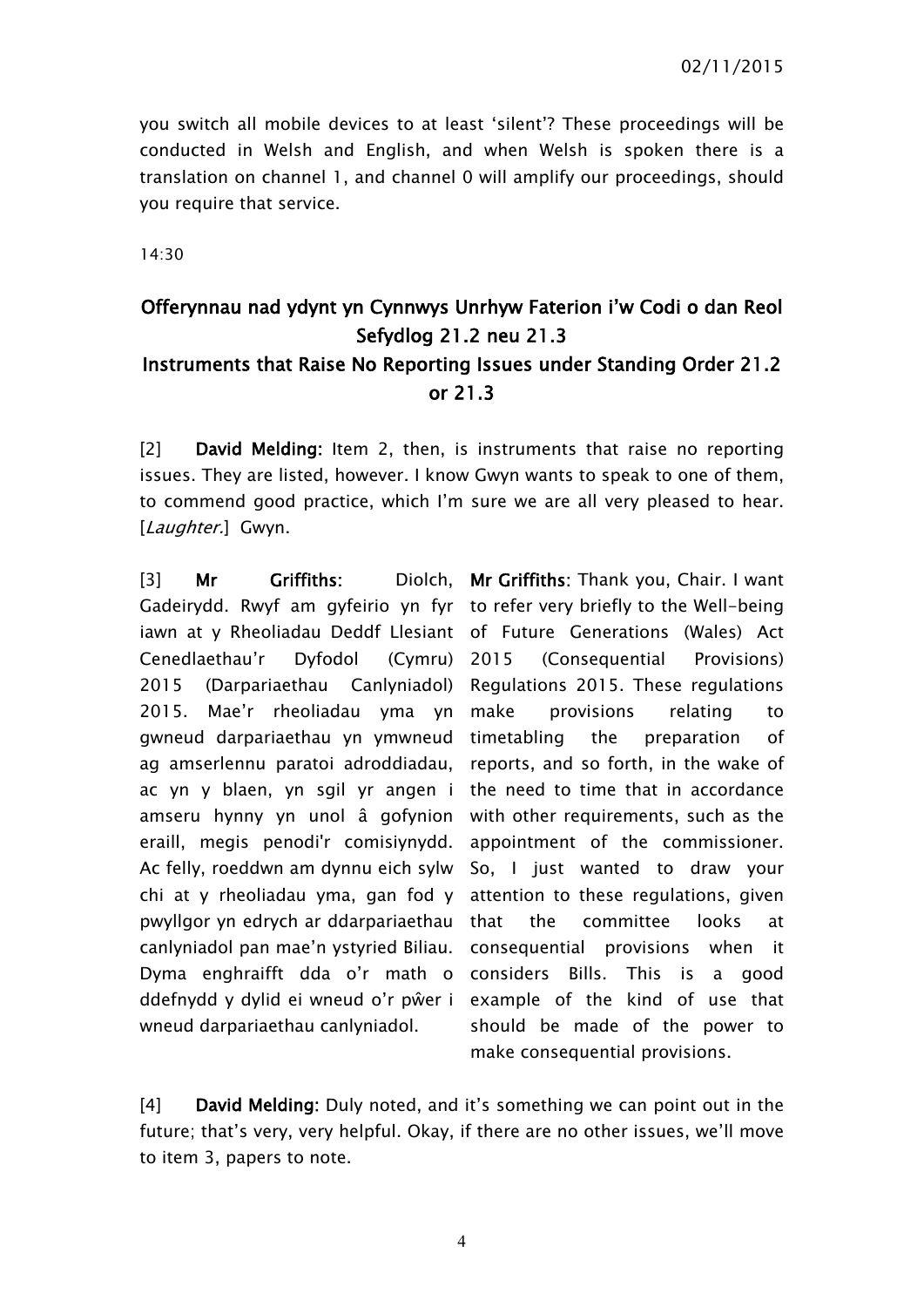you switch all mobile devices to at least 'silent'? These proceedings will be conducted in Welsh and English, and when Welsh is spoken there is a translation on channel 1, and channel 0 will amplify our proceedings, should you require that service.

14:30

## Offerynnau nad ydynt yn Cynnwys Unrhyw Faterion i'w Codi o dan Reol Sefydlog 21.2 neu 21.3
## Instruments that Raise No Reporting Issues under Standing Order 21.2 or 21.3

[2] **David Melding:** Item 2, then, is instruments that raise no reporting issues. They are listed, however. I know Gwyn wants to speak to one of them, to commend good practice, which I'm sure we are all very pleased to hear. [*Laughter.*] Gwyn.

[3] **Mr Griffiths:** Diolch, Gadeirydd. Rwyf am gyfeirio yn fyr iawn at y Rheoliadau Deddf Llesiant Cenedlaethau'r Dyfodol (Cymru) 2015 (Darpariaethau Canlyniadol) 2015. Mae'r rheoliadau yma yn gwneud darpariaethau yn ymwneud ag amserlennu paratoi adroddiadau, ac yn y blaen, yn sgil yr angen i amseru hynny yn unol â gofynion eraill, megis penodi'r comisiynydd. Ac felly, roeddwn am dynnu eich sylw chi at y rheoliadau yma, gan fod y pwyllgor yn edrych ar ddarpariaethau canlyniadol pan mae'n ystyried Biliau. Dyma enghraifft dda o'r math o ddefnydd y dylid ei wneud o'r pŵer i wneud darpariaethau canlyniadol.

**Mr Griffiths**: Thank you, Chair. I want to refer very briefly to the Well-being of Future Generations (Wales) Act 2015 (Consequential Provisions) Regulations 2015. These regulations make provisions relating to timetabling the preparation of reports, and so forth, in the wake of the need to time that in accordance with other requirements, such as the appointment of the commissioner. So, I just wanted to draw your attention to these regulations, given that the committee looks at consequential provisions when it considers Bills. This is a good example of the kind of use that should be made of the power to make consequential provisions.

[4] **David Melding**: Duly noted, and it's something we can point out in the future; that's very, very helpful. Okay, if there are no other issues, we'll move to item 3, papers to note.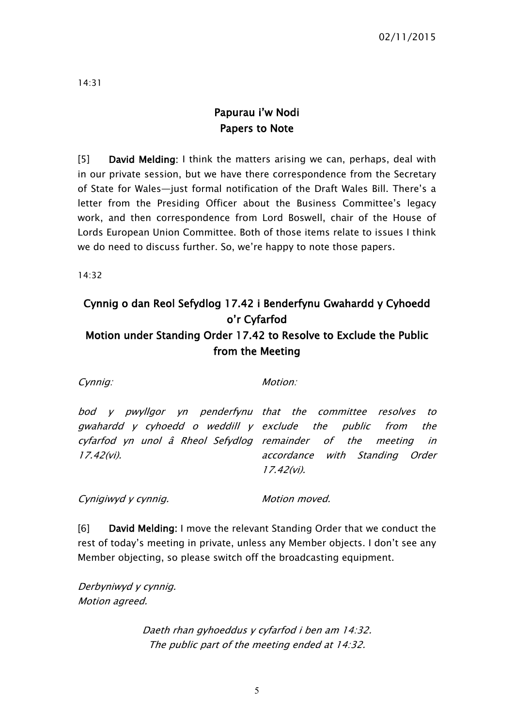14:31

## Papurau i'w Nodi
## Papers to Note

[5] **David Melding:** I think the matters arising we can, perhaps, deal with in our private session, but we have there correspondence from the Secretary of State for Wales—just formal notification of the Draft Wales Bill. There's a letter from the Presiding Officer about the Business Committee's legacy work, and then correspondence from Lord Boswell, chair of the House of Lords European Union Committee. Both of those items relate to issues I think we do need to discuss further. So, we're happy to note those papers.

14:32

## Cynnig o dan Reol Sefydlog 17.42 i Benderfynu Gwahardd y Cyhoedd o'r Cyfarfod
## Motion under Standing Order 17.42 to Resolve to Exclude the Public from the Meeting

| *Cynnig:* | *Motion:* |
|---|---|
| *bod y pwyllgor yn penderfynu gwahardd y cyhoedd o weddill y cyfarfod yn unol â Rheol Sefydlog 17.42(vi).* | *that the committee resolves to exclude the public from the remainder of the meeting in accordance with Standing Order 17.42(vi).* |
| *Cynigiwyd y cynnig.* | *Motion moved.* |

[6] **David Melding:** I move the relevant Standing Order that we conduct the rest of today's meeting in private, unless any Member objects. I don't see any Member objecting, so please switch off the broadcasting equipment.

*Derbyniwyd y cynnig.*
*Motion agreed.*

*Daeth rhan gyhoeddus y cyfarfod i ben am 14:32.*
*The public part of the meeting ended at 14:32.*